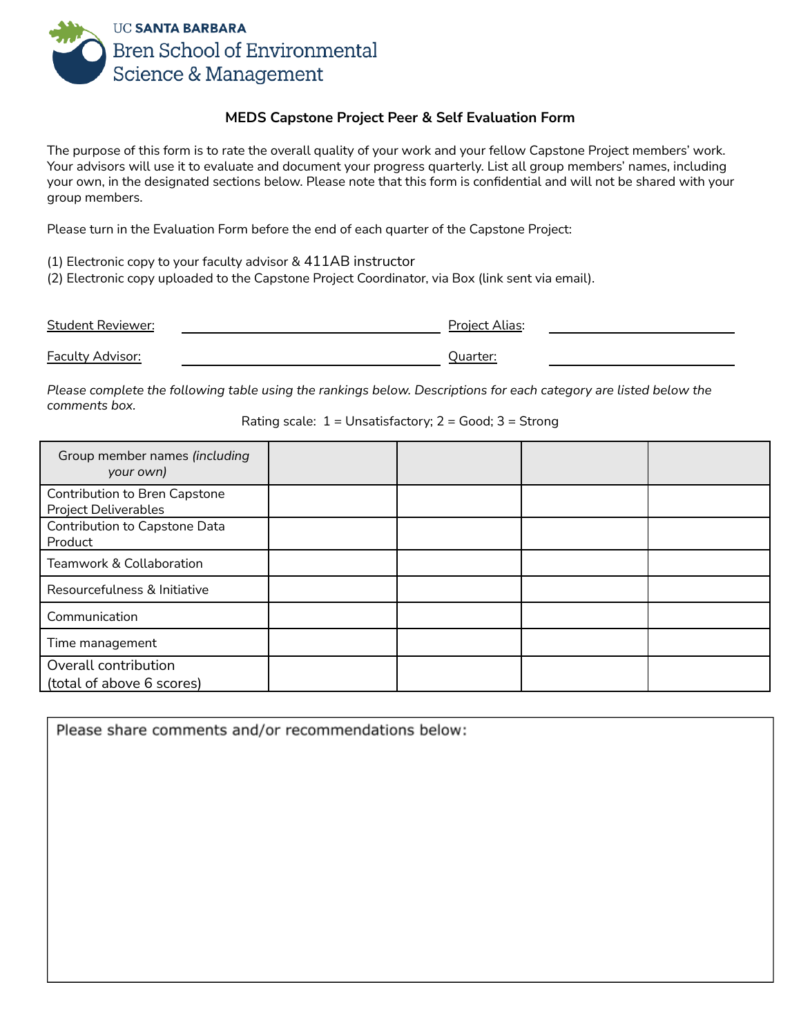UC SANTA BARBARA
Bren School of Environmental Science & Management

## MEDS Capstone Project Peer & Self Evaluation Form

The purpose of this form is to rate the overall quality of your work and your fellow Capstone Project members' work. Your advisors will use it to evaluate and document your progress quarterly. List all group members' names, including your own, in the designated sections below. Please note that this form is confidential and will not be shared with your group members.

Please turn in the Evaluation Form before the end of each quarter of the Capstone Project:

(1) Electronic copy to your faculty advisor & 411AB instructor
(2) Electronic copy uploaded to the Capstone Project Coordinator, via Box (link sent via email).

Student Reviewer: ______________________ Project Alias: ______________________

Faculty Advisor: ______________________ Quarter: ______________________

*Please complete the following table using the rankings below. Descriptions for each category are listed below the comments box.*

Rating scale: 1 = Unsatisfactory; 2 = Good; 3 = Strong

| Group member names *(including your own)* | | | | |
|---|---|---|---|---|
| Contribution to Bren Capstone Project Deliverables | | | | |
| Contribution to Capstone Data Product | | | | |
| Teamwork & Collaboration | | | | |
| Resourcefulness & Initiative | | | | |
| Communication | | | | |
| Time management | | | | |
| Overall contribution (total of above 6 scores) | | | | |

Please share comments and/or recommendations below: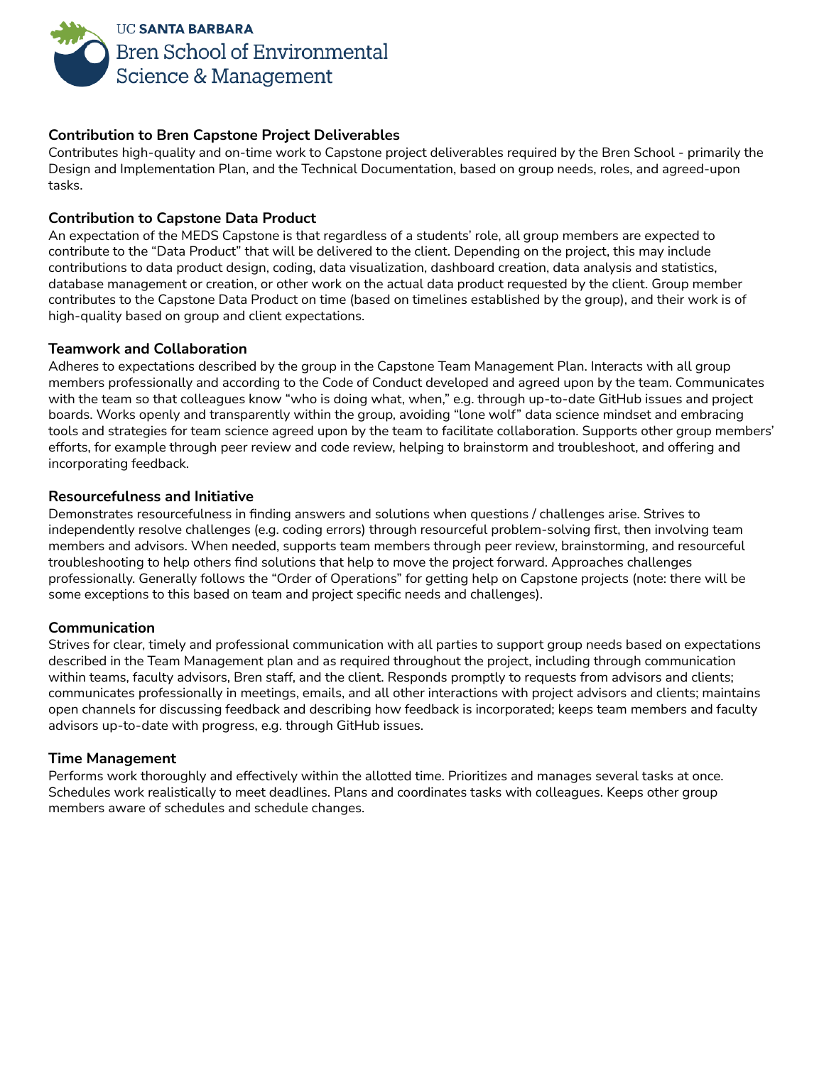**Contribution to Bren Capstone Project Deliverables**
Contributes high-quality and on-time work to Capstone project deliverables required by the Bren School - primarily the Design and Implementation Plan, and the Technical Documentation, based on group needs, roles, and agreed-upon tasks.

**Contribution to Capstone Data Product**
An expectation of the MEDS Capstone is that regardless of a students' role, all group members are expected to contribute to the "Data Product" that will be delivered to the client. Depending on the project, this may include contributions to data product design, coding, data visualization, dashboard creation, data analysis and statistics, database management or creation, or other work on the actual data product requested by the client. Group member contributes to the Capstone Data Product on time (based on timelines established by the group), and their work is of high-quality based on group and client expectations.

**Teamwork and Collaboration**
Adheres to expectations described by the group in the Capstone Team Management Plan. Interacts with all group members professionally and according to the Code of Conduct developed and agreed upon by the team. Communicates with the team so that colleagues know "who is doing what, when," e.g. through up-to-date GitHub issues and project boards. Works openly and transparently within the group, avoiding "lone wolf" data science mindset and embracing tools and strategies for team science agreed upon by the team to facilitate collaboration. Supports other group members' efforts, for example through peer review and code review, helping to brainstorm and troubleshoot, and offering and incorporating feedback.

**Resourcefulness and Initiative**
Demonstrates resourcefulness in finding answers and solutions when questions / challenges arise. Strives to independently resolve challenges (e.g. coding errors) through resourceful problem-solving first, then involving team members and advisors. When needed, supports team members through peer review, brainstorming, and resourceful troubleshooting to help others find solutions that help to move the project forward. Approaches challenges professionally. Generally follows the "Order of Operations" for getting help on Capstone projects (note: there will be some exceptions to this based on team and project specific needs and challenges).

**Communication**
Strives for clear, timely and professional communication with all parties to support group needs based on expectations described in the Team Management plan and as required throughout the project, including through communication within teams, faculty advisors, Bren staff, and the client. Responds promptly to requests from advisors and clients; communicates professionally in meetings, emails, and all other interactions with project advisors and clients; maintains open channels for discussing feedback and describing how feedback is incorporated; keeps team members and faculty advisors up-to-date with progress, e.g. through GitHub issues.

**Time Management**
Performs work thoroughly and effectively within the allotted time. Prioritizes and manages several tasks at once. Schedules work realistically to meet deadlines. Plans and coordinates tasks with colleagues. Keeps other group members aware of schedules and schedule changes.